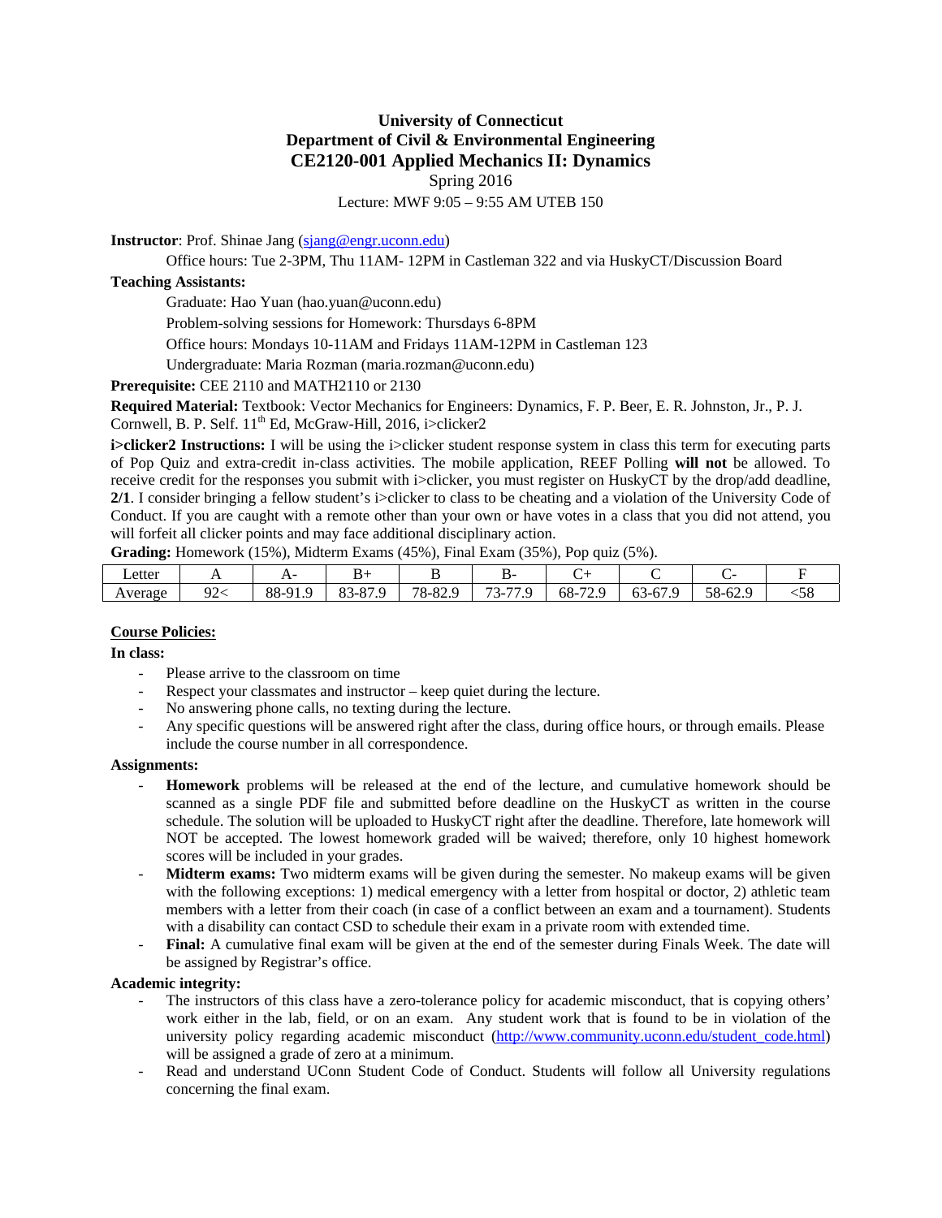# University of Connecticut
## Department of Civil & Environmental Engineering
## CE2120-001 Applied Mechanics II: Dynamics

Spring 2016

Lecture: MWF 9:05 – 9:55 AM UTEB 150

**Instructor**: Prof. Shinae Jang (sjang@engr.uconn.edu)

Office hours: Tue 2-3PM, Thu 11AM- 12PM in Castleman 322 and via HuskyCT/Discussion Board

**Teaching Assistants:**

Graduate: Hao Yuan (hao.yuan@uconn.edu)

Problem-solving sessions for Homework: Thursdays 6-8PM

Office hours: Mondays 10-11AM and Fridays 11AM-12PM in Castleman 123

Undergraduate: Maria Rozman (maria.rozman@uconn.edu)

**Prerequisite:** CEE 2110 and MATH2110 or 2130

**Required Material:** Textbook: Vector Mechanics for Engineers: Dynamics, F. P. Beer, E. R. Johnston, Jr., P. J. Cornwell, B. P. Self. 11th Ed, McGraw-Hill, 2016, i>clicker2

**i>clicker2 Instructions:** I will be using the i>clicker student response system in class this term for executing parts of Pop Quiz and extra-credit in-class activities. The mobile application, REEF Polling **will not** be allowed. To receive credit for the responses you submit with i>clicker, you must register on HuskyCT by the drop/add deadline, **2/1**. I consider bringing a fellow student's i>clicker to class to be cheating and a violation of the University Code of Conduct. If you are caught with a remote other than your own or have votes in a class that you did not attend, you will forfeit all clicker points and may face additional disciplinary action.

**Grading:** Homework (15%), Midterm Exams (45%), Final Exam (35%), Pop quiz (5%).

| Letter | A | A- | B+ | B | B- | C+ | C | C- | F |
|---|---|---|---|---|---|---|---|---|---|
| Average | 92< | 88-91.9 | 83-87.9 | 78-82.9 | 73-77.9 | 68-72.9 | 63-67.9 | 58-62.9 | <58 |

**Course Policies:**

**In class:**

- Please arrive to the classroom on time
- Respect your classmates and instructor – keep quiet during the lecture.
- No answering phone calls, no texting during the lecture.
- Any specific questions will be answered right after the class, during office hours, or through emails. Please include the course number in all correspondence.

**Assignments:**

- **Homework** problems will be released at the end of the lecture, and cumulative homework should be scanned as a single PDF file and submitted before deadline on the HuskyCT as written in the course schedule. The solution will be uploaded to HuskyCT right after the deadline. Therefore, late homework will NOT be accepted. The lowest homework graded will be waived; therefore, only 10 highest homework scores will be included in your grades.
- **Midterm exams:** Two midterm exams will be given during the semester. No makeup exams will be given with the following exceptions: 1) medical emergency with a letter from hospital or doctor, 2) athletic team members with a letter from their coach (in case of a conflict between an exam and a tournament). Students with a disability can contact CSD to schedule their exam in a private room with extended time.
- **Final:** A cumulative final exam will be given at the end of the semester during Finals Week. The date will be assigned by Registrar's office.

**Academic integrity:**

- The instructors of this class have a zero-tolerance policy for academic misconduct, that is copying others' work either in the lab, field, or on an exam. Any student work that is found to be in violation of the university policy regarding academic misconduct (http://www.community.uconn.edu/student_code.html) will be assigned a grade of zero at a minimum.
- Read and understand UConn Student Code of Conduct. Students will follow all University regulations concerning the final exam.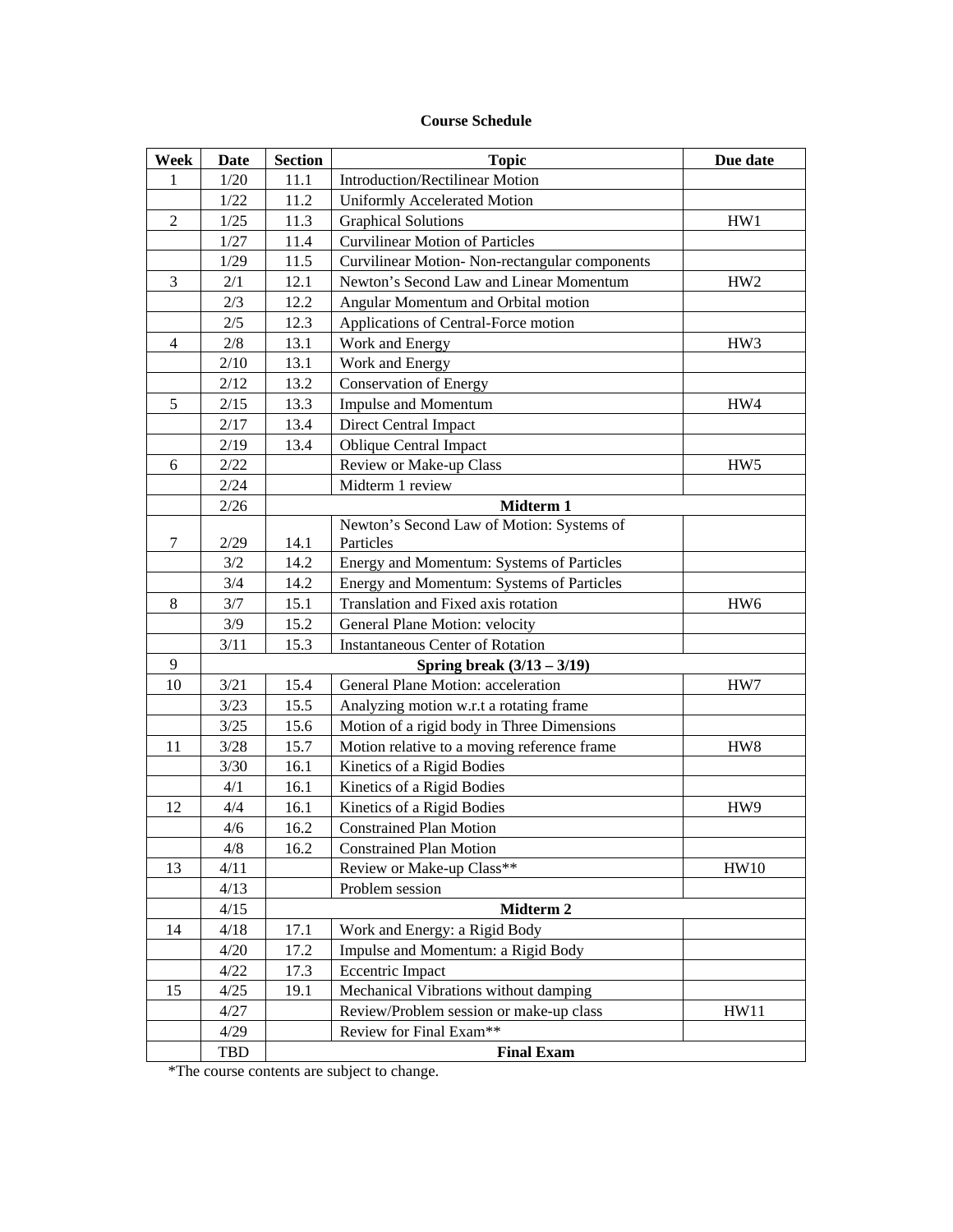**Course Schedule**

| Week | Date | Section | Topic | Due date |
|---|---|---|---|---|
| 1 | 1/20 | 11.1 | Introduction/Rectilinear Motion | |
| | 1/22 | 11.2 | Uniformly Accelerated Motion | |
| 2 | 1/25 | 11.3 | Graphical Solutions | HW1 |
| | 1/27 | 11.4 | Curvilinear Motion of Particles | |
| | 1/29 | 11.5 | Curvilinear Motion- Non-rectangular components | |
| 3 | 2/1 | 12.1 | Newton's Second Law and Linear Momentum | HW2 |
| | 2/3 | 12.2 | Angular Momentum and Orbital motion | |
| | 2/5 | 12.3 | Applications of Central-Force motion | |
| 4 | 2/8 | 13.1 | Work and Energy | HW3 |
| | 2/10 | 13.1 | Work and Energy | |
| | 2/12 | 13.2 | Conservation of Energy | |
| 5 | 2/15 | 13.3 | Impulse and Momentum | HW4 |
| | 2/17 | 13.4 | Direct Central Impact | |
| | 2/19 | 13.4 | Oblique Central Impact | |
| 6 | 2/22 | | Review or Make-up Class | HW5 |
| | 2/24 | | Midterm 1 review | |
| | 2/26 | **Midterm 1** | | |
| 7 | 2/29 | 14.1 | Newton's Second Law of Motion: Systems of Particles | |
| | 3/2 | 14.2 | Energy and Momentum: Systems of Particles | |
| | 3/4 | 14.2 | Energy and Momentum: Systems of Particles | |
| 8 | 3/7 | 15.1 | Translation and Fixed axis rotation | HW6 |
| | 3/9 | 15.2 | General Plane Motion: velocity | |
| | 3/11 | 15.3 | Instantaneous Center of Rotation | |
| 9 | **Spring break (3/13 – 3/19)** | | | |
| 10 | 3/21 | 15.4 | General Plane Motion: acceleration | HW7 |
| | 3/23 | 15.5 | Analyzing motion w.r.t a rotating frame | |
| | 3/25 | 15.6 | Motion of a rigid body in Three Dimensions | |
| 11 | 3/28 | 15.7 | Motion relative to a moving reference frame | HW8 |
| | 3/30 | 16.1 | Kinetics of a Rigid Bodies | |
| | 4/1 | 16.1 | Kinetics of a Rigid Bodies | |
| 12 | 4/4 | 16.1 | Kinetics of a Rigid Bodies | HW9 |
| | 4/6 | 16.2 | Constrained Plan Motion | |
| | 4/8 | 16.2 | Constrained Plan Motion | |
| 13 | 4/11 | | Review or Make-up Class** | HW10 |
| | 4/13 | | Problem session | |
| | 4/15 | **Midterm 2** | | |
| 14 | 4/18 | 17.1 | Work and Energy: a Rigid Body | |
| | 4/20 | 17.2 | Impulse and Momentum: a Rigid Body | |
| | 4/22 | 17.3 | Eccentric Impact | |
| 15 | 4/25 | 19.1 | Mechanical Vibrations without damping | |
| | 4/27 | | Review/Problem session or make-up class | HW11 |
| | 4/29 | | Review for Final Exam** | |
| | TBD | **Final Exam** | | |

*The course contents are subject to change.